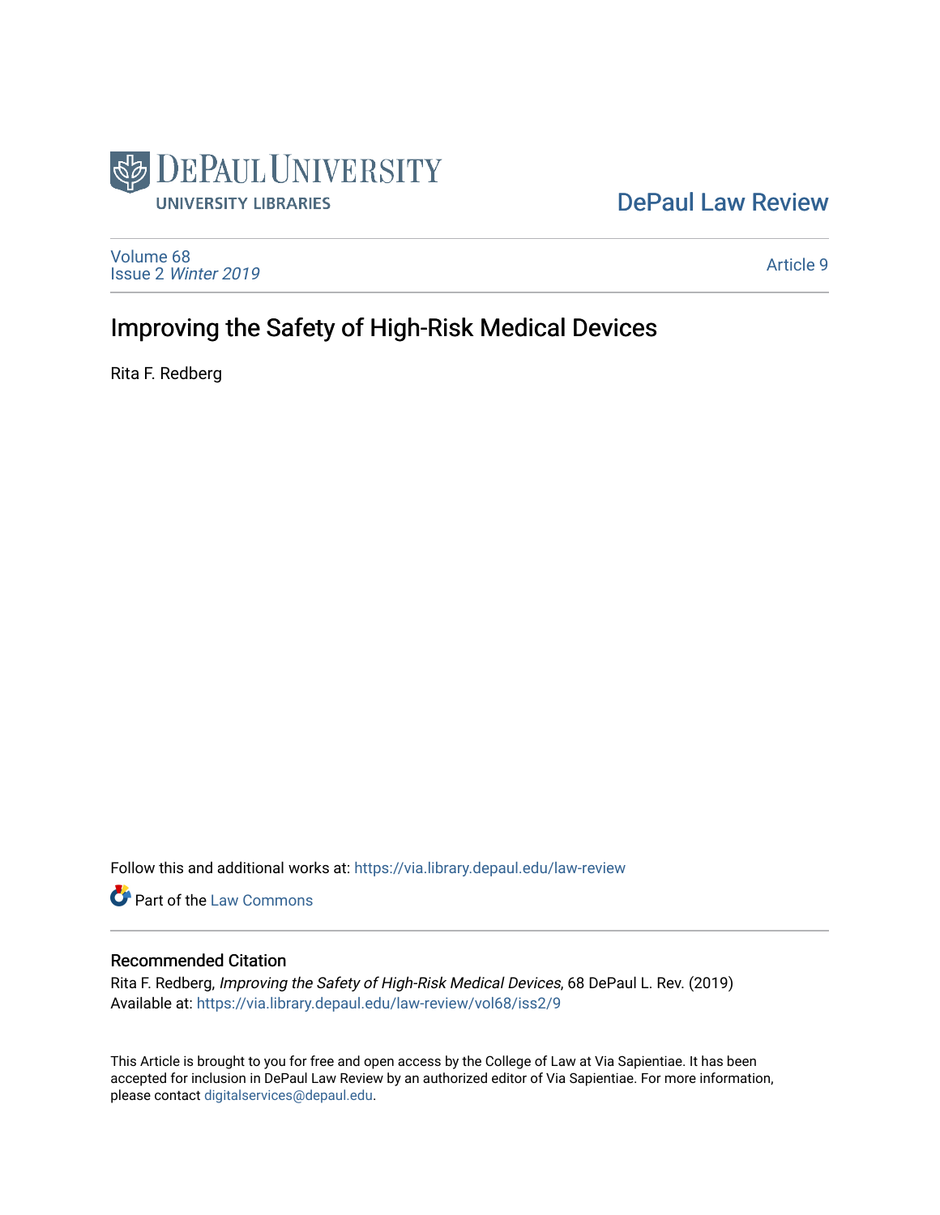DePaul University University Libraries

DePaul Law Review

Volume 68
Issue 2 *Winter 2019*

Article 9

# Improving the Safety of High-Risk Medical Devices

Rita F. Redberg

Follow this and additional works at: https://via.library.depaul.edu/law-review

Part of the Law Commons

## Recommended Citation

Rita F. Redberg, *Improving the Safety of High-Risk Medical Devices*, 68 DePaul L. Rev. (2019)
Available at: https://via.library.depaul.edu/law-review/vol68/iss2/9

This Article is brought to you for free and open access by the College of Law at Via Sapientiae. It has been accepted for inclusion in DePaul Law Review by an authorized editor of Via Sapientiae. For more information, please contact digitalservices@depaul.edu.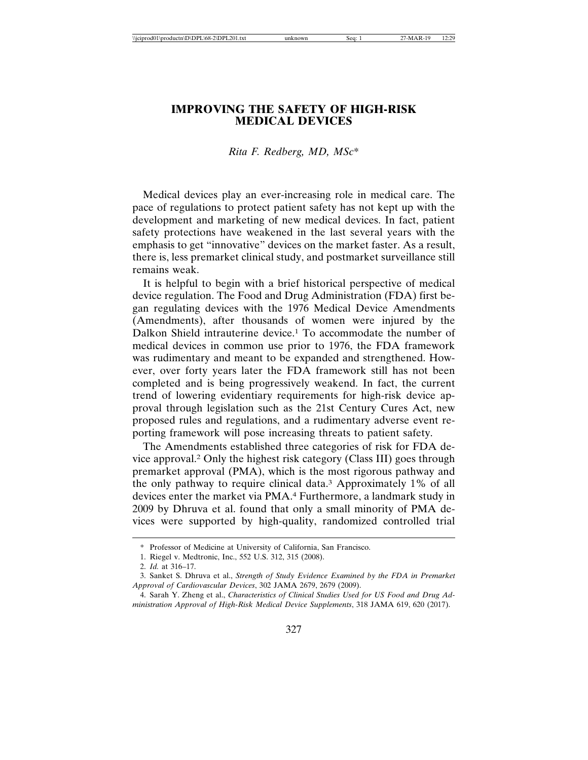# IMPROVING THE SAFETY OF HIGH-RISK MEDICAL DEVICES

*Rita F. Redberg, MD, MSc**

Medical devices play an ever-increasing role in medical care. The pace of regulations to protect patient safety has not kept up with the development and marketing of new medical devices. In fact, patient safety protections have weakened in the last several years with the emphasis to get "innovative" devices on the market faster. As a result, there is, less premarket clinical study, and postmarket surveillance still remains weak.

It is helpful to begin with a brief historical perspective of medical device regulation. The Food and Drug Administration (FDA) first began regulating devices with the 1976 Medical Device Amendments (Amendments), after thousands of women were injured by the Dalkon Shield intrauterine device.[1] To accommodate the number of medical devices in common use prior to 1976, the FDA framework was rudimentary and meant to be expanded and strengthened. However, over forty years later the FDA framework still has not been completed and is being progressively weakend. In fact, the current trend of lowering evidentiary requirements for high-risk device approval through legislation such as the 21st Century Cures Act, new proposed rules and regulations, and a rudimentary adverse event reporting framework will pose increasing threats to patient safety.

The Amendments established three categories of risk for FDA device approval.[2] Only the highest risk category (Class III) goes through premarket approval (PMA), which is the most rigorous pathway and the only pathway to require clinical data.[3] Approximately 1% of all devices enter the market via PMA.[4] Furthermore, a landmark study in 2009 by Dhruva et al. found that only a small minority of PMA devices were supported by high-quality, randomized controlled trial

---

\* Professor of Medicine at University of California, San Francisco.

1. Riegel v. Medtronic, Inc., 552 U.S. 312, 315 (2008).

2. *Id.* at 316–17.

3. Sanket S. Dhruva et al., *Strength of Study Evidence Examined by the FDA in Premarket Approval of Cardiovascular Devices*, 302 JAMA 2679, 2679 (2009).

4. Sarah Y. Zheng et al., *Characteristics of Clinical Studies Used for US Food and Drug Administration Approval of High-Risk Medical Device Supplements*, 318 JAMA 619, 620 (2017).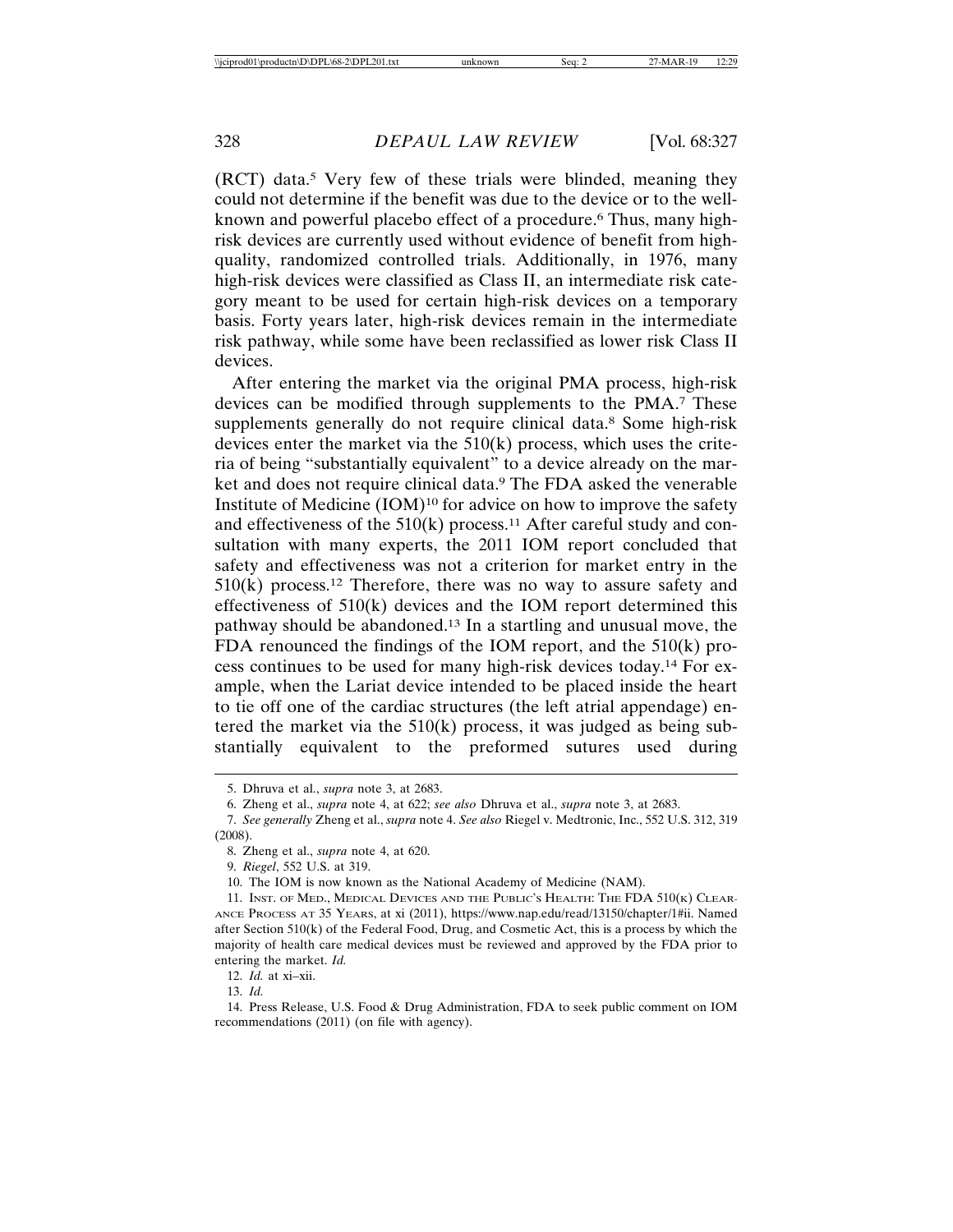(RCT) data.[5] Very few of these trials were blinded, meaning they could not determine if the benefit was due to the device or to the well-known and powerful placebo effect of a procedure.[6] Thus, many high-risk devices are currently used without evidence of benefit from high-quality, randomized controlled trials. Additionally, in 1976, many high-risk devices were classified as Class II, an intermediate risk category meant to be used for certain high-risk devices on a temporary basis. Forty years later, high-risk devices remain in the intermediate risk pathway, while some have been reclassified as lower risk Class II devices.

After entering the market via the original PMA process, high-risk devices can be modified through supplements to the PMA.[7] These supplements generally do not require clinical data.[8] Some high-risk devices enter the market via the 510(k) process, which uses the criteria of being "substantially equivalent" to a device already on the market and does not require clinical data.[9] The FDA asked the venerable Institute of Medicine (IOM)[10] for advice on how to improve the safety and effectiveness of the 510(k) process.[11] After careful study and consultation with many experts, the 2011 IOM report concluded that safety and effectiveness was not a criterion for market entry in the 510(k) process.[12] Therefore, there was no way to assure safety and effectiveness of 510(k) devices and the IOM report determined this pathway should be abandoned.[13] In a startling and unusual move, the FDA renounced the findings of the IOM report, and the 510(k) process continues to be used for many high-risk devices today.[14] For example, when the Lariat device intended to be placed inside the heart to tie off one of the cardiac structures (the left atrial appendage) entered the market via the 510(k) process, it was judged as being substantially equivalent to the preformed sutures used during

---

5. Dhruva et al., *supra* note 3, at 2683.

6. Zheng et al., *supra* note 4, at 622; *see also* Dhruva et al., *supra* note 3, at 2683.

7. *See generally* Zheng et al., *supra* note 4. *See also* Riegel v. Medtronic, Inc., 552 U.S. 312, 319 (2008).

8. Zheng et al., *supra* note 4, at 620.

9. *Riegel*, 552 U.S. at 319.

10. The IOM is now known as the National Academy of Medicine (NAM).

11. Inst. of Med., Medical Devices and the Public's Health: The FDA 510(k) Clearance Process at 35 Years, at xi (2011), https://www.nap.edu/read/13150/chapter/1#ii. Named after Section 510(k) of the Federal Food, Drug, and Cosmetic Act, this is a process by which the majority of health care medical devices must be reviewed and approved by the FDA prior to entering the market. *Id.*

12. *Id.* at xi–xii.

13. *Id.*

14. Press Release, U.S. Food & Drug Administration, FDA to seek public comment on IOM recommendations (2011) (on file with agency).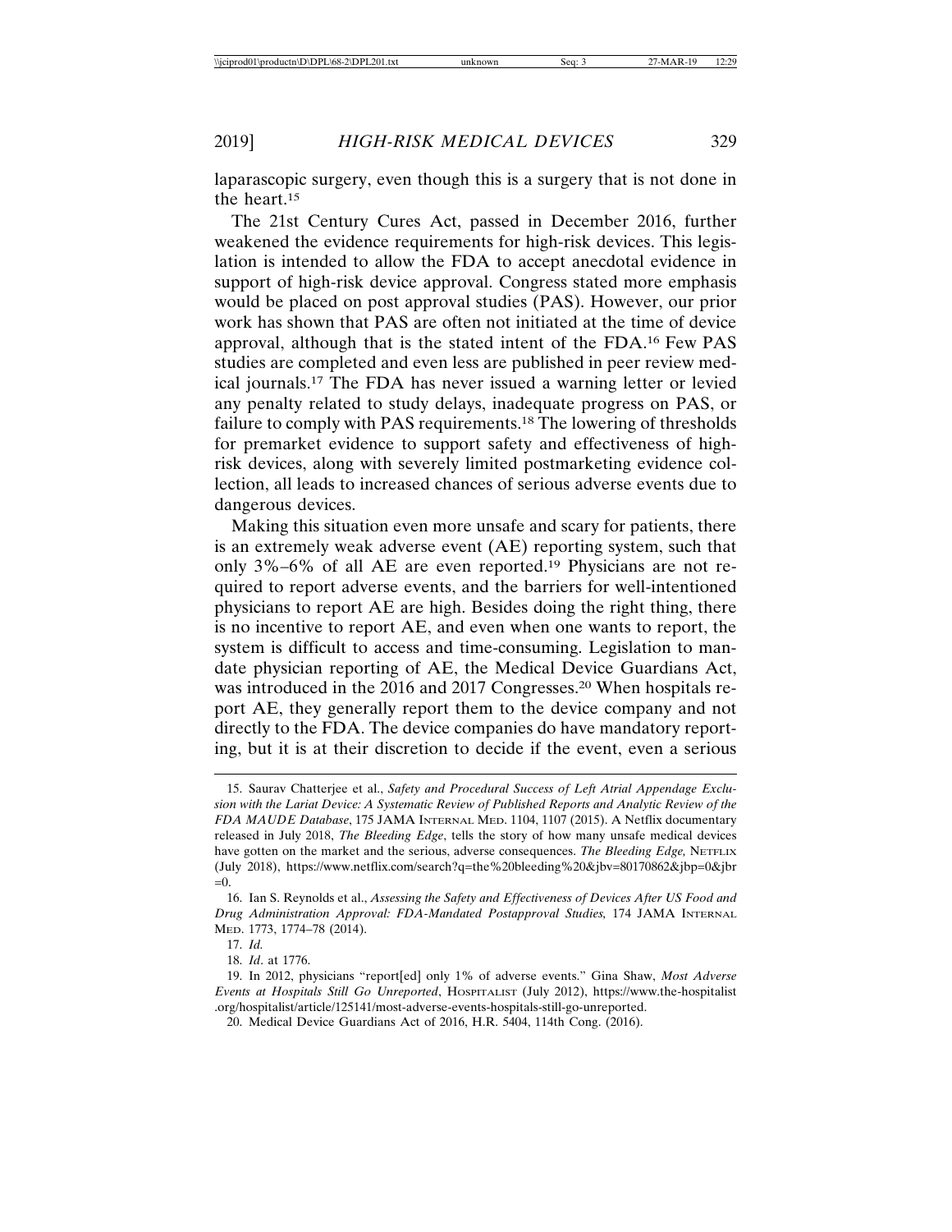laparascopic surgery, even though this is a surgery that is not done in the heart.[15]

The 21st Century Cures Act, passed in December 2016, further weakened the evidence requirements for high-risk devices. This legislation is intended to allow the FDA to accept anecdotal evidence in support of high-risk device approval. Congress stated more emphasis would be placed on post approval studies (PAS). However, our prior work has shown that PAS are often not initiated at the time of device approval, although that is the stated intent of the FDA.[16] Few PAS studies are completed and even less are published in peer review medical journals.[17] The FDA has never issued a warning letter or levied any penalty related to study delays, inadequate progress on PAS, or failure to comply with PAS requirements.[18] The lowering of thresholds for premarket evidence to support safety and effectiveness of high-risk devices, along with severely limited postmarketing evidence collection, all leads to increased chances of serious adverse events due to dangerous devices.

Making this situation even more unsafe and scary for patients, there is an extremely weak adverse event (AE) reporting system, such that only 3%–6% of all AE are even reported.[19] Physicians are not required to report adverse events, and the barriers for well-intentioned physicians to report AE are high. Besides doing the right thing, there is no incentive to report AE, and even when one wants to report, the system is difficult to access and time-consuming. Legislation to mandate physician reporting of AE, the Medical Device Guardians Act, was introduced in the 2016 and 2017 Congresses.[20] When hospitals report AE, they generally report them to the device company and not directly to the FDA. The device companies do have mandatory reporting, but it is at their discretion to decide if the event, even a serious

---

15. Saurav Chatterjee et al., *Safety and Procedural Success of Left Atrial Appendage Exclusion with the Lariat Device: A Systematic Review of Published Reports and Analytic Review of the FDA MAUDE Database*, 175 JAMA INTERNAL MED. 1104, 1107 (2015). A Netflix documentary released in July 2018, *The Bleeding Edge*, tells the story of how many unsafe medical devices have gotten on the market and the serious, adverse consequences. *The Bleeding Edge,* NETFLIX (July 2018), https://www.netflix.com/search?q=the%20bleeding%20&jbv=80170862&jbp=0&jbr=0.

16. Ian S. Reynolds et al., *Assessing the Safety and Effectiveness of Devices After US Food and Drug Administration Approval: FDA-Mandated Postapproval Studies,* 174 JAMA INTERNAL MED. 1773, 1774–78 (2014).

17. *Id.*

18. *Id*. at 1776.

19. In 2012, physicians "report[ed] only 1% of adverse events." Gina Shaw, *Most Adverse Events at Hospitals Still Go Unreported*, HOSPITALIST (July 2012), https://www.the-hospitalist.org/hospitalist/article/125141/most-adverse-events-hospitals-still-go-unreported.

20. Medical Device Guardians Act of 2016, H.R. 5404, 114th Cong. (2016).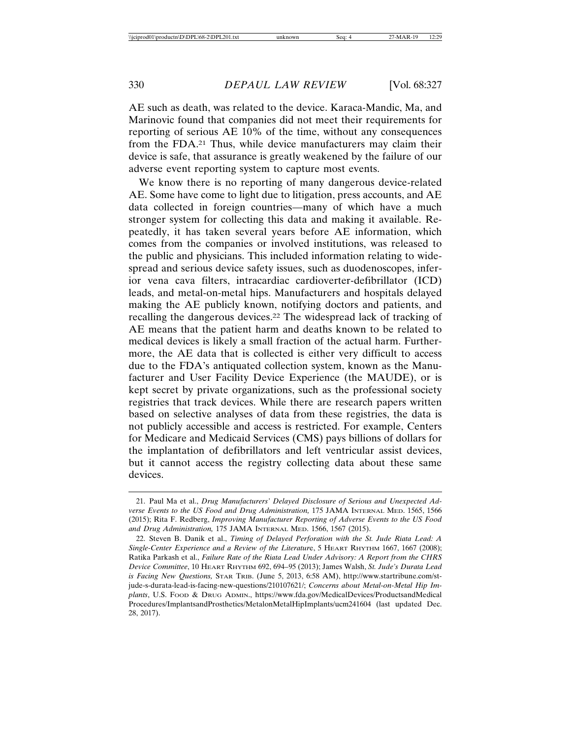AE such as death, was related to the device. Karaca-Mandic, Ma, and Marinovic found that companies did not meet their requirements for reporting of serious AE 10% of the time, without any consequences from the FDA.[21] Thus, while device manufacturers may claim their device is safe, that assurance is greatly weakened by the failure of our adverse event reporting system to capture most events.

We know there is no reporting of many dangerous device-related AE. Some have come to light due to litigation, press accounts, and AE data collected in foreign countries—many of which have a much stronger system for collecting this data and making it available. Repeatedly, it has taken several years before AE information, which comes from the companies or involved institutions, was released to the public and physicians. This included information relating to widespread and serious device safety issues, such as duodenoscopes, inferior vena cava filters, intracardiac cardioverter-defibrillator (ICD) leads, and metal-on-metal hips. Manufacturers and hospitals delayed making the AE publicly known, notifying doctors and patients, and recalling the dangerous devices.[22] The widespread lack of tracking of AE means that the patient harm and deaths known to be related to medical devices is likely a small fraction of the actual harm. Furthermore, the AE data that is collected is either very difficult to access due to the FDA's antiquated collection system, known as the Manufacturer and User Facility Device Experience (the MAUDE), or is kept secret by private organizations, such as the professional society registries that track devices. While there are research papers written based on selective analyses of data from these registries, the data is not publicly accessible and access is restricted. For example, Centers for Medicare and Medicaid Services (CMS) pays billions of dollars for the implantation of defibrillators and left ventricular assist devices, but it cannot access the registry collecting data about these same devices.

---

21. Paul Ma et al., *Drug Manufacturers' Delayed Disclosure of Serious and Unexpected Adverse Events to the US Food and Drug Administration,* 175 JAMA INTERNAL MED. 1565, 1566 (2015); Rita F. Redberg, *Improving Manufacturer Reporting of Adverse Events to the US Food and Drug Administration,* 175 JAMA INTERNAL MED. 1566, 1567 (2015).

22. Steven B. Danik et al., *Timing of Delayed Perforation with the St. Jude Riata Lead: A Single-Center Experience and a Review of the Literature*, 5 HEART RHYTHM 1667, 1667 (2008); Ratika Parkash et al., *Failure Rate of the Riata Lead Under Advisory: A Report from the CHRS Device Committee*, 10 HEART RHYTHM 692, 694–95 (2013); James Walsh, *St. Jude's Durata Lead is Facing New Questions,* STAR TRIB. (June 5, 2013, 6:58 AM), http://www.startribune.com/st-jude-s-durata-lead-is-facing-new-questions/210107621/; *Concerns about Metal-on-Metal Hip Implants*, U.S. FOOD & DRUG ADMIN., https://www.fda.gov/MedicalDevices/ProductsandMedicalProcedures/ImplantsandProsthetics/MetalonMetalHipImplants/ucm241604 (last updated Dec. 28, 2017).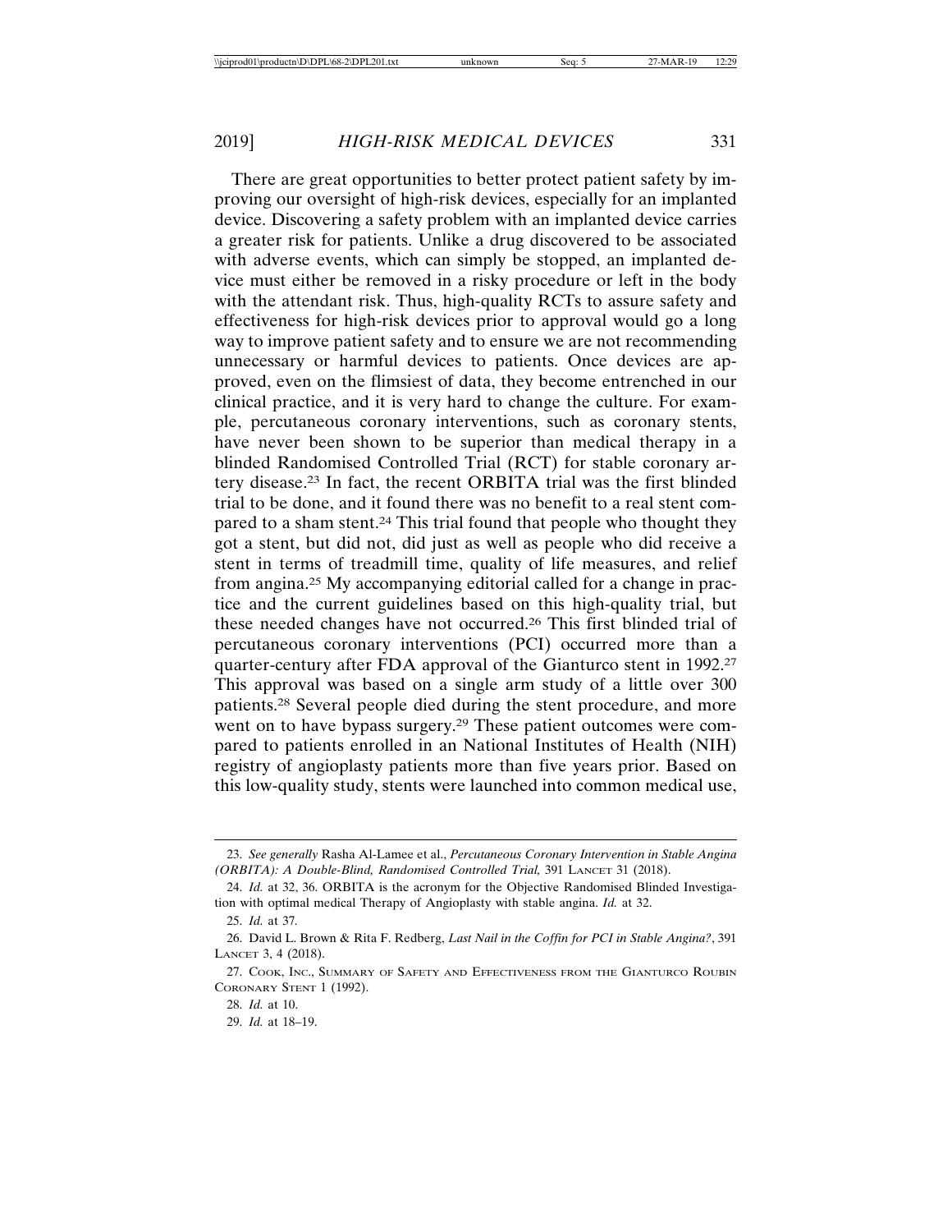There are great opportunities to better protect patient safety by improving our oversight of high-risk devices, especially for an implanted device. Discovering a safety problem with an implanted device carries a greater risk for patients. Unlike a drug discovered to be associated with adverse events, which can simply be stopped, an implanted device must either be removed in a risky procedure or left in the body with the attendant risk. Thus, high-quality RCTs to assure safety and effectiveness for high-risk devices prior to approval would go a long way to improve patient safety and to ensure we are not recommending unnecessary or harmful devices to patients. Once devices are approved, even on the flimsiest of data, they become entrenched in our clinical practice, and it is very hard to change the culture. For example, percutaneous coronary interventions, such as coronary stents, have never been shown to be superior than medical therapy in a blinded Randomised Controlled Trial (RCT) for stable coronary artery disease.[23] In fact, the recent ORBITA trial was the first blinded trial to be done, and it found there was no benefit to a real stent compared to a sham stent.[24] This trial found that people who thought they got a stent, but did not, did just as well as people who did receive a stent in terms of treadmill time, quality of life measures, and relief from angina.[25] My accompanying editorial called for a change in practice and the current guidelines based on this high-quality trial, but these needed changes have not occurred.[26] This first blinded trial of percutaneous coronary interventions (PCI) occurred more than a quarter-century after FDA approval of the Gianturco stent in 1992.[27] This approval was based on a single arm study of a little over 300 patients.[28] Several people died during the stent procedure, and more went on to have bypass surgery.[29] These patient outcomes were compared to patients enrolled in an National Institutes of Health (NIH) registry of angioplasty patients more than five years prior. Based on this low-quality study, stents were launched into common medical use,

---

23. *See generally* Rasha Al-Lamee et al., *Percutaneous Coronary Intervention in Stable Angina (ORBITA): A Double-Blind, Randomised Controlled Trial,* 391 LANCET 31 (2018).

24. *Id.* at 32, 36. ORBITA is the acronym for the Objective Randomised Blinded Investigation with optimal medical Therapy of Angioplasty with stable angina. *Id.* at 32.

25. *Id.* at 37.

26. David L. Brown & Rita F. Redberg, *Last Nail in the Coffin for PCI in Stable Angina?*, 391 LANCET 3, 4 (2018).

27. COOK, INC., SUMMARY OF SAFETY AND EFFECTIVENESS FROM THE GIANTURCO ROUBIN CORONARY STENT 1 (1992).

28. *Id.* at 10.

29. *Id.* at 18–19.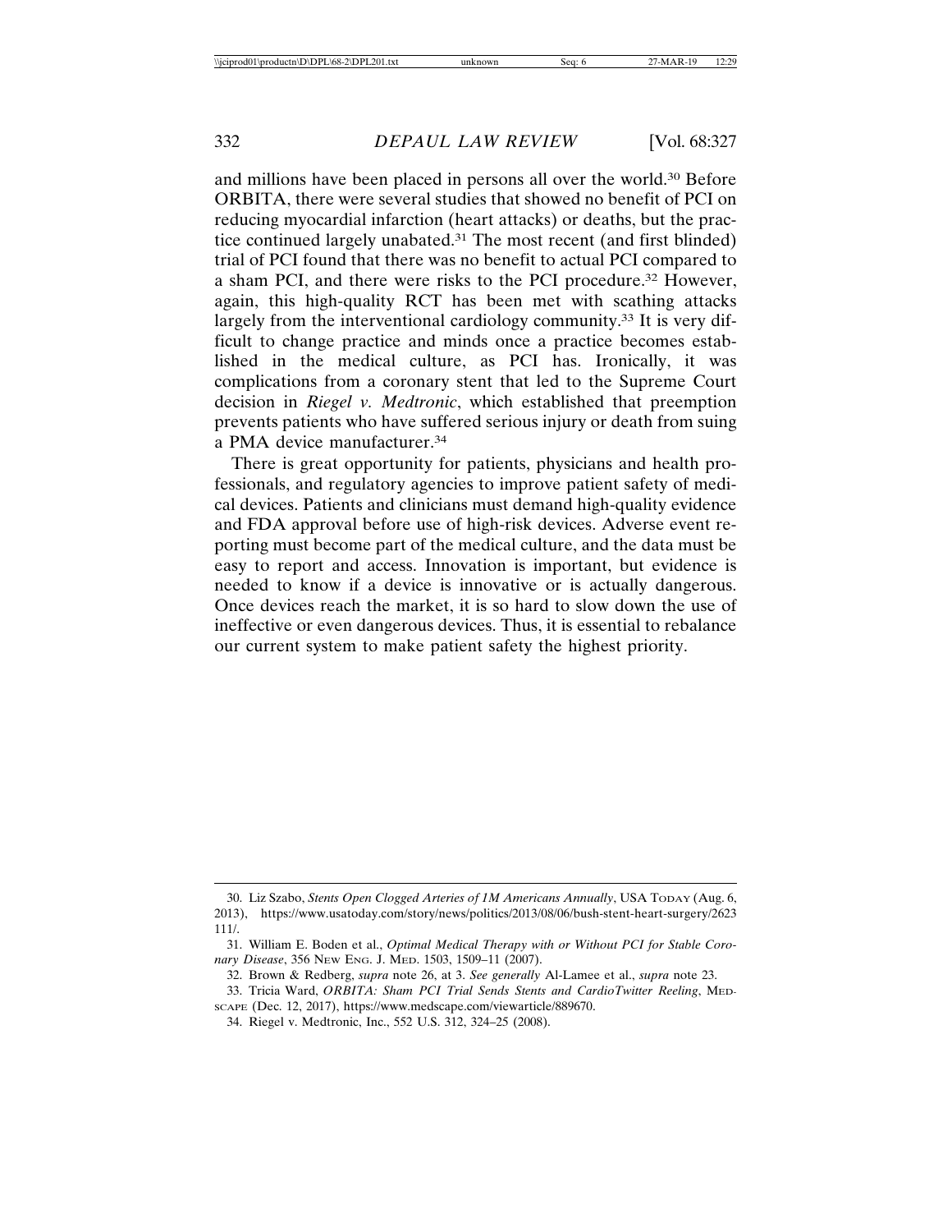and millions have been placed in persons all over the world.[30] Before ORBITA, there were several studies that showed no benefit of PCI on reducing myocardial infarction (heart attacks) or deaths, but the practice continued largely unabated.[31] The most recent (and first blinded) trial of PCI found that there was no benefit to actual PCI compared to a sham PCI, and there were risks to the PCI procedure.[32] However, again, this high-quality RCT has been met with scathing attacks largely from the interventional cardiology community.[33] It is very difficult to change practice and minds once a practice becomes established in the medical culture, as PCI has. Ironically, it was complications from a coronary stent that led to the Supreme Court decision in *Riegel v. Medtronic*, which established that preemption prevents patients who have suffered serious injury or death from suing a PMA device manufacturer.[34]

There is great opportunity for patients, physicians and health professionals, and regulatory agencies to improve patient safety of medical devices. Patients and clinicians must demand high-quality evidence and FDA approval before use of high-risk devices. Adverse event reporting must become part of the medical culture, and the data must be easy to report and access. Innovation is important, but evidence is needed to know if a device is innovative or is actually dangerous. Once devices reach the market, it is so hard to slow down the use of ineffective or even dangerous devices. Thus, it is essential to rebalance our current system to make patient safety the highest priority.

---

30. Liz Szabo, *Stents Open Clogged Arteries of 1M Americans Annually*, USA TODAY (Aug. 6, 2013), https://www.usatoday.com/story/news/politics/2013/08/06/bush-stent-heart-surgery/2623111/.

31. William E. Boden et al., *Optimal Medical Therapy with or Without PCI for Stable Coronary Disease*, 356 NEW ENG. J. MED. 1503, 1509–11 (2007).

32. Brown & Redberg, *supra* note 26, at 3. *See generally* Al-Lamee et al., *supra* note 23.

33. Tricia Ward, *ORBITA: Sham PCI Trial Sends Stents and CardioTwitter Reeling*, MEDSCAPE (Dec. 12, 2017), https://www.medscape.com/viewarticle/889670.

34. Riegel v. Medtronic, Inc., 552 U.S. 312, 324–25 (2008).